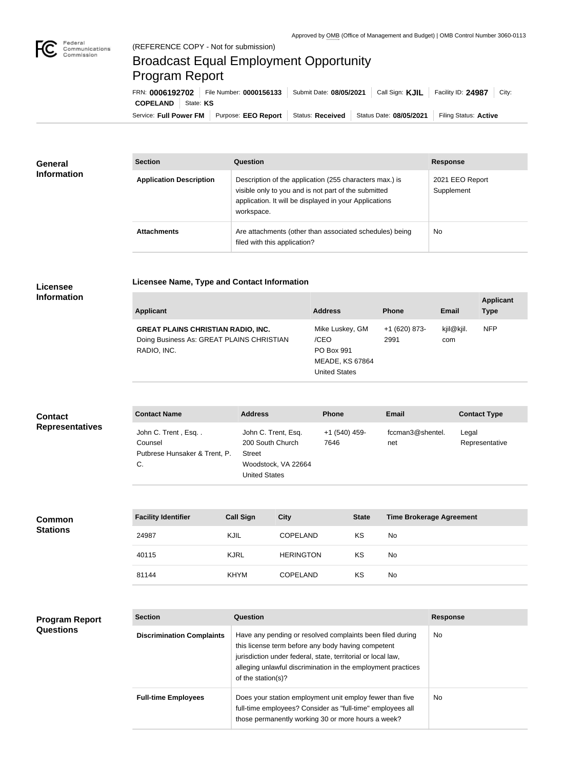Approved by OMB (Office of Management and Budget) | OMB Control Number 3060-0113

(REFERENCE COPY - Not for submission)

# Broadcast Equal Employment Opportunity Program Report

FRN: **0006192702** | File Number: **0000156133** | Submit Date: **08/05/2021** | Call Sign: **KJIL** | Facility ID: **24987** | City: **COPELAND** | State: **KS**

Service: **Full Power FM** | Purpose: **EEO Report** | Status: **Received** | Status Date: **08/05/2021** | Filing Status: **Active**

## General Information

| Section | Question | Response |
| --- | --- | --- |
| **Application Description** | Description of the application (255 characters max.) is visible only to you and is not part of the submitted application. It will be displayed in your Applications workspace. | 2021 EEO Report Supplement |
| **Attachments** | Are attachments (other than associated schedules) being filed with this application? | No |

## Licensee Information

### Licensee Name, Type and Contact Information

| Applicant | Address | Phone | Email | Applicant Type |
| --- | --- | --- | --- | --- |
| **GREAT PLAINS CHRISTIAN RADIO, INC.** Doing Business As: GREAT PLAINS CHRISTIAN RADIO, INC. | Mike Luskey, GM /CEO PO Box 991 MEADE, KS 67864 United States | +1 (620) 873-2991 | kjil@kjil.com | NFP |

## Contact Representatives

| Contact Name | Address | Phone | Email | Contact Type |
| --- | --- | --- | --- | --- |
| John C. Trent , Esq. . Counsel Putbrese Hunsaker & Trent, P.C. | John C. Trent, Esq. 200 South Church Street Woodstock, VA 22664 United States | +1 (540) 459-7646 | fccman3@shentel.net | Legal Representative |

## Common Stations

| Facility Identifier | Call Sign | City | State | Time Brokerage Agreement |
| --- | --- | --- | --- | --- |
| 24987 | KJIL | COPELAND | KS | No |
| 40115 | KJRL | HERINGTON | KS | No |
| 81144 | KHYM | COPELAND | KS | No |

## Program Report Questions

| Section | Question | Response |
| --- | --- | --- |
| **Discrimination Complaints** | Have any pending or resolved complaints been filed during this license term before any body having competent jurisdiction under federal, state, territorial or local law, alleging unlawful discrimination in the employment practices of the station(s)? | No |
| **Full-time Employees** | Does your station employment unit employ fewer than five full-time employees? Consider as "full-time" employees all those permanently working 30 or more hours a week? | No |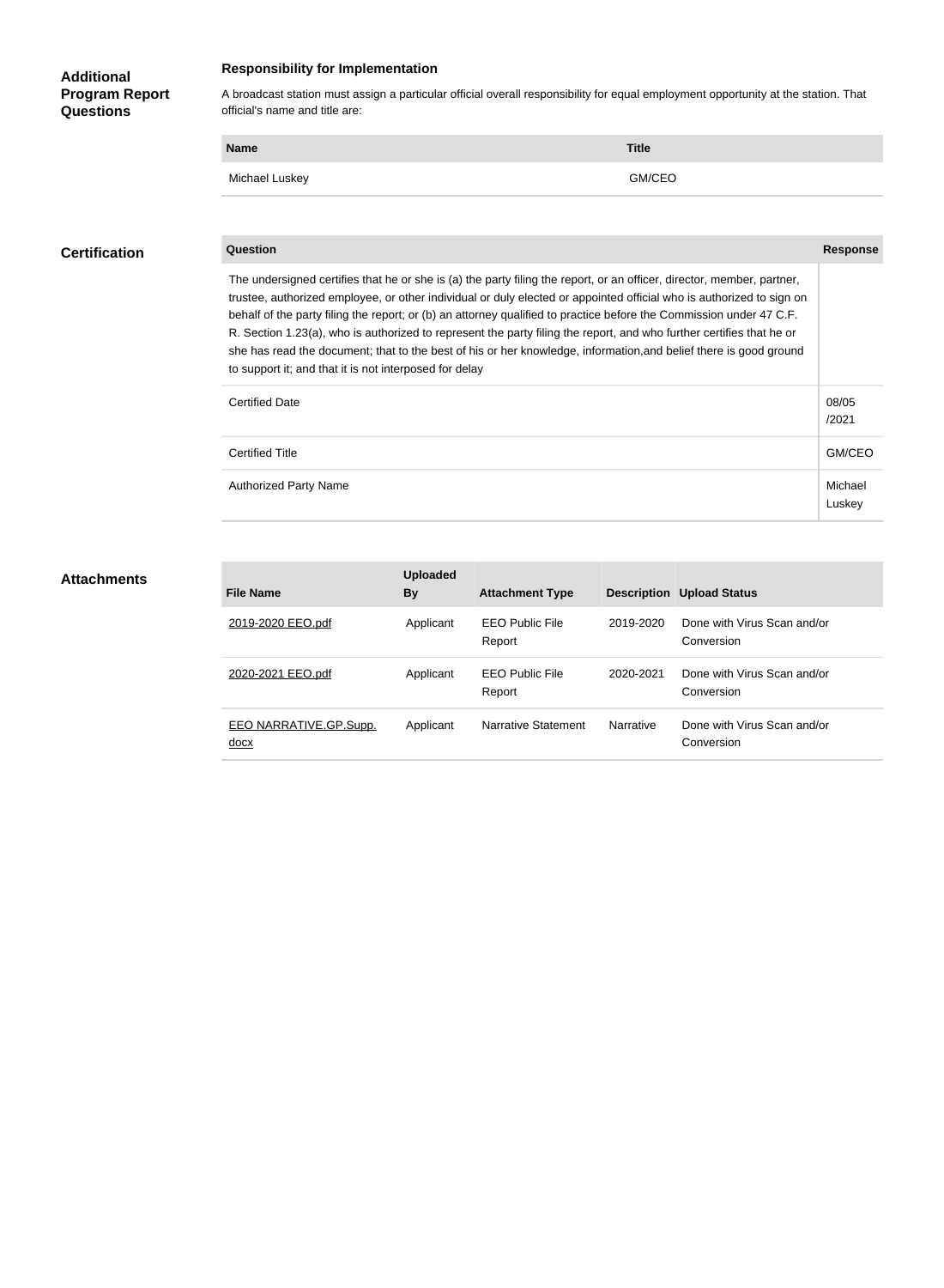## Additional Program Report Questions

### Responsibility for Implementation

A broadcast station must assign a particular official overall responsibility for equal employment opportunity at the station. That official's name and title are:

| Name | Title |
|---|---|
| Michael Luskey | GM/CEO |

## Certification

| Question | Response |
|---|---|
| The undersigned certifies that he or she is (a) the party filing the report, or an officer, director, member, partner, trustee, authorized employee, or other individual or duly elected or appointed official who is authorized to sign on behalf of the party filing the report; or (b) an attorney qualified to practice before the Commission under 47 C.F. R. Section 1.23(a), who is authorized to represent the party filing the report, and who further certifies that he or she has read the document; that to the best of his or her knowledge, information,and belief there is good ground to support it; and that it is not interposed for delay | |
| Certified Date | 08/05/2021 |
| Certified Title | GM/CEO |
| Authorized Party Name | Michael Luskey |

## Attachments

| File Name | Uploaded By | Attachment Type | Description | Upload Status |
|---|---|---|---|---|
| 2019-2020 EEO.pdf | Applicant | EEO Public File Report | 2019-2020 | Done with Virus Scan and/or Conversion |
| 2020-2021 EEO.pdf | Applicant | EEO Public File Report | 2020-2021 | Done with Virus Scan and/or Conversion |
| EEO NARRATIVE.GP.Supp.docx | Applicant | Narrative Statement | Narrative | Done with Virus Scan and/or Conversion |